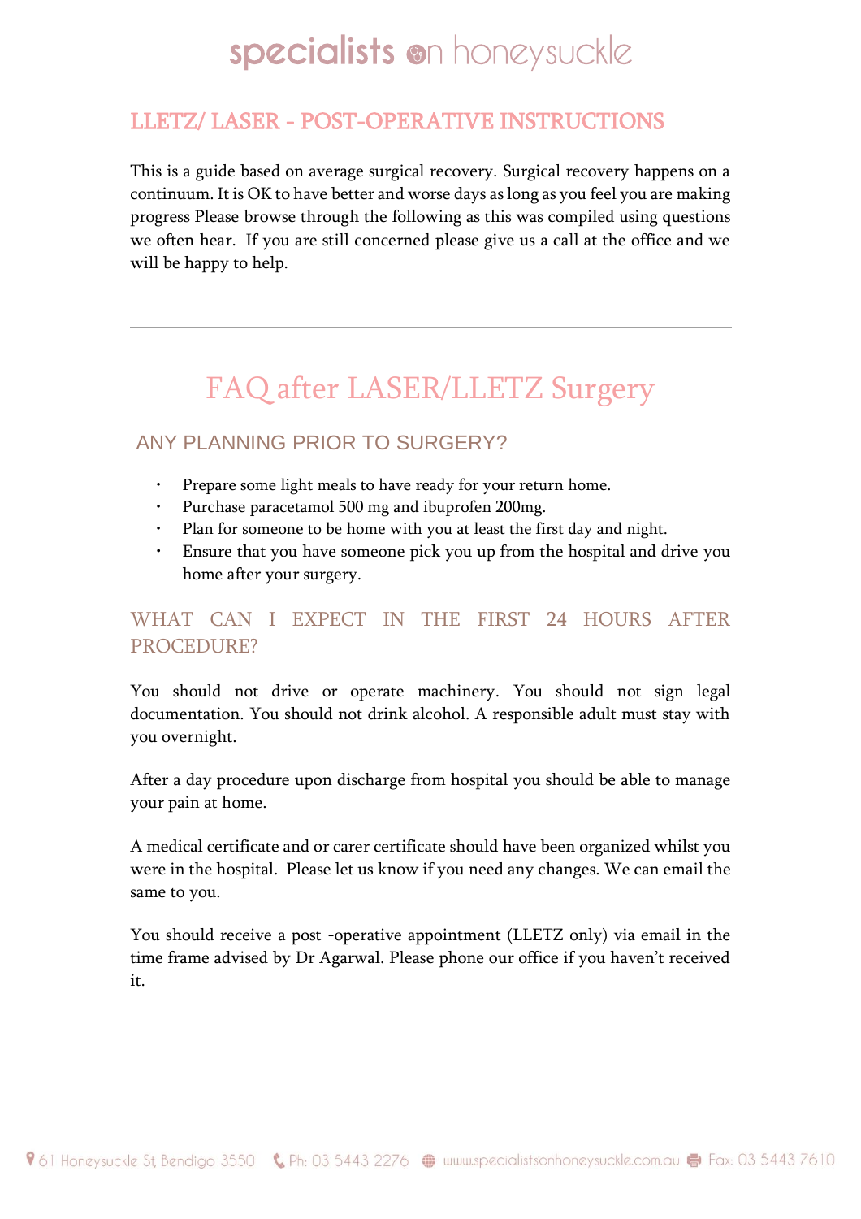# LLETZ/ LASER - POST-OPERATIVE INSTRUCTIONS

This is a guide based on average surgical recovery. Surgical recovery happens on a continuum. It is OK to have better and worse days as long as you feel you are making progress Please browse through the following as this was compiled using questions we often hear. If you are still concerned please give us a call at the office and we will be happy to help.

---

## FAQ after LASER/LLETZ Surgery

### ANY PLANNING PRIOR TO SURGERY?

- Prepare some light meals to have ready for your return home.
- Purchase paracetamol 500 mg and ibuprofen 200mg.
- Plan for someone to be home with you at least the first day and night.
- Ensure that you have someone pick you up from the hospital and drive you home after your surgery.

### WHAT CAN I EXPECT IN THE FIRST 24 HOURS AFTER PROCEDURE?

You should not drive or operate machinery. You should not sign legal documentation. You should not drink alcohol. A responsible adult must stay with you overnight.

After a day procedure upon discharge from hospital you should be able to manage your pain at home.

A medical certificate and or carer certificate should have been organized whilst you were in the hospital. Please let us know if you need any changes. We can email the same to you.

You should receive a post -operative appointment (LLETZ only) via email in the time frame advised by Dr Agarwal. Please phone our office if you haven't received it.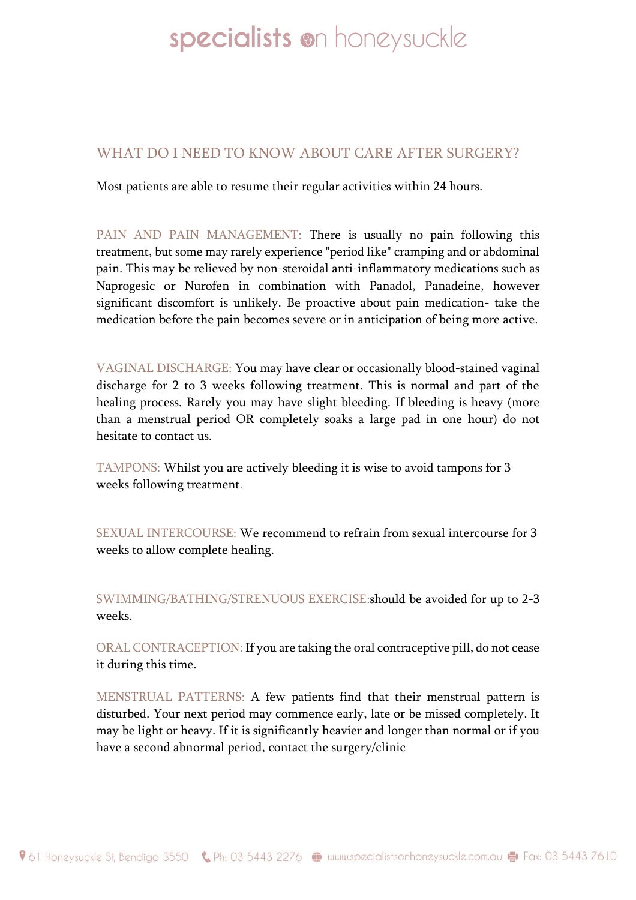## WHAT DO I NEED TO KNOW ABOUT CARE AFTER SURGERY?

Most patients are able to resume their regular activities within 24 hours.

PAIN AND PAIN MANAGEMENT: There is usually no pain following this treatment, but some may rarely experience "period like" cramping and or abdominal pain. This may be relieved by non-steroidal anti-inflammatory medications such as Naprogesic or Nurofen in combination with Panadol, Panadeine, however significant discomfort is unlikely. Be proactive about pain medication- take the medication before the pain becomes severe or in anticipation of being more active.

VAGINAL DISCHARGE: You may have clear or occasionally blood-stained vaginal discharge for 2 to 3 weeks following treatment. This is normal and part of the healing process. Rarely you may have slight bleeding. If bleeding is heavy (more than a menstrual period OR completely soaks a large pad in one hour) do not hesitate to contact us.

TAMPONS: Whilst you are actively bleeding it is wise to avoid tampons for 3 weeks following treatment.

SEXUAL INTERCOURSE: We recommend to refrain from sexual intercourse for 3 weeks to allow complete healing.

SWIMMING/BATHING/STRENUOUS EXERCISE:should be avoided for up to 2-3 weeks.

ORAL CONTRACEPTION: If you are taking the oral contraceptive pill, do not cease it during this time.

MENSTRUAL PATTERNS: A few patients find that their menstrual pattern is disturbed. Your next period may commence early, late or be missed completely. It may be light or heavy. If it is significantly heavier and longer than normal or if you have a second abnormal period, contact the surgery/clinic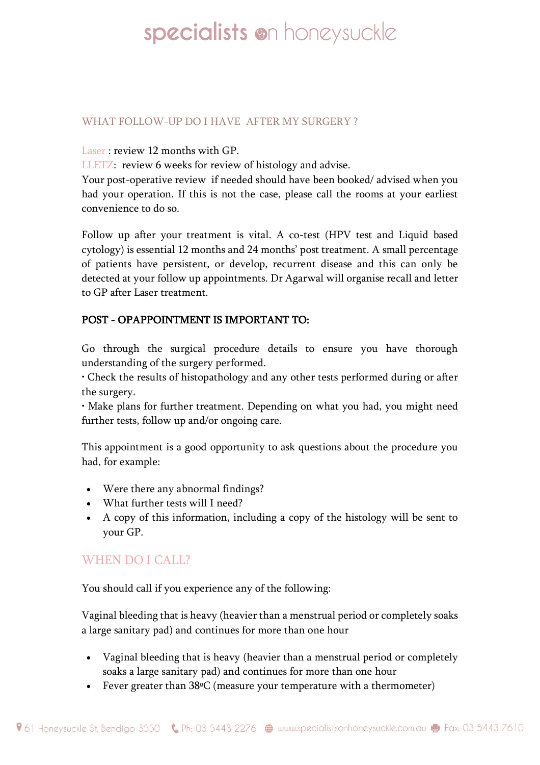## WHAT FOLLOW-UP DO I HAVE AFTER MY SURGERY ?

Laser : review 12 months with GP.
LLETZ: review 6 weeks for review of histology and advise.
Your post-operative review if needed should have been booked/ advised when you had your operation. If this is not the case, please call the rooms at your earliest convenience to do so.

Follow up after your treatment is vital. A co-test (HPV test and Liquid based cytology) is essential 12 months and 24 months' post treatment. A small percentage of patients have persistent, or develop, recurrent disease and this can only be detected at your follow up appointments. Dr Agarwal will organise recall and letter to GP after Laser treatment.

**POST - OPAPPOINTMENT IS IMPORTANT TO:**

Go through the surgical procedure details to ensure you have thorough understanding of the surgery performed.
• Check the results of histopathology and any other tests performed during or after the surgery.
• Make plans for further treatment. Depending on what you had, you might need further tests, follow up and/or ongoing care.

This appointment is a good opportunity to ask questions about the procedure you had, for example:

- Were there any abnormal findings?
- What further tests will I need?
- A copy of this information, including a copy of the histology will be sent to your GP.

## WHEN DO I CALL?

You should call if you experience any of the following:

Vaginal bleeding that is heavy (heavier than a menstrual period or completely soaks a large sanitary pad) and continues for more than one hour

- Vaginal bleeding that is heavy (heavier than a menstrual period or completely soaks a large sanitary pad) and continues for more than one hour
- Fever greater than 38ºC (measure your temperature with a thermometer)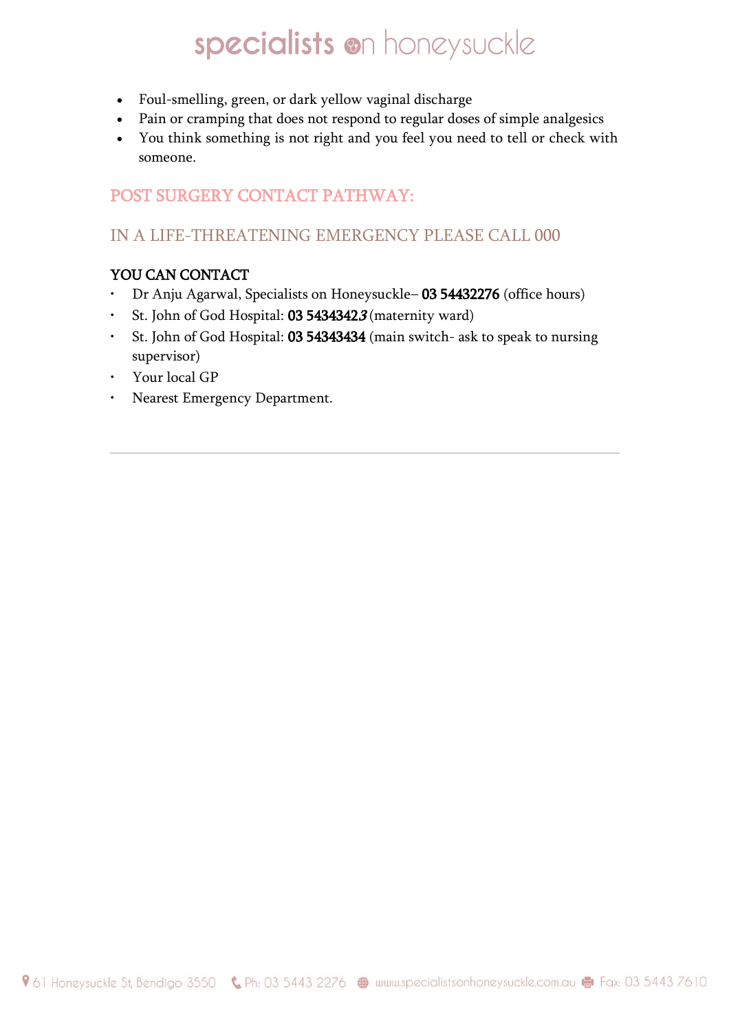- Foul-smelling, green, or dark yellow vaginal discharge
- Pain or cramping that does not respond to regular doses of simple analgesics
- You think something is not right and you feel you need to tell or check with someone.

## POST SURGERY CONTACT PATHWAY:

## IN A LIFE-THREATENING EMERGENCY PLEASE CALL 000

**YOU CAN CONTACT**

- Dr Anju Agarwal, Specialists on Honeysuckle– **03 54432276** (office hours)
- St. John of God Hospital: **03 5434342*3*** (maternity ward)
- St. John of God Hospital: **03 54343434** (main switch- ask to speak to nursing supervisor)
- Your local GP
- Nearest Emergency Department.

---